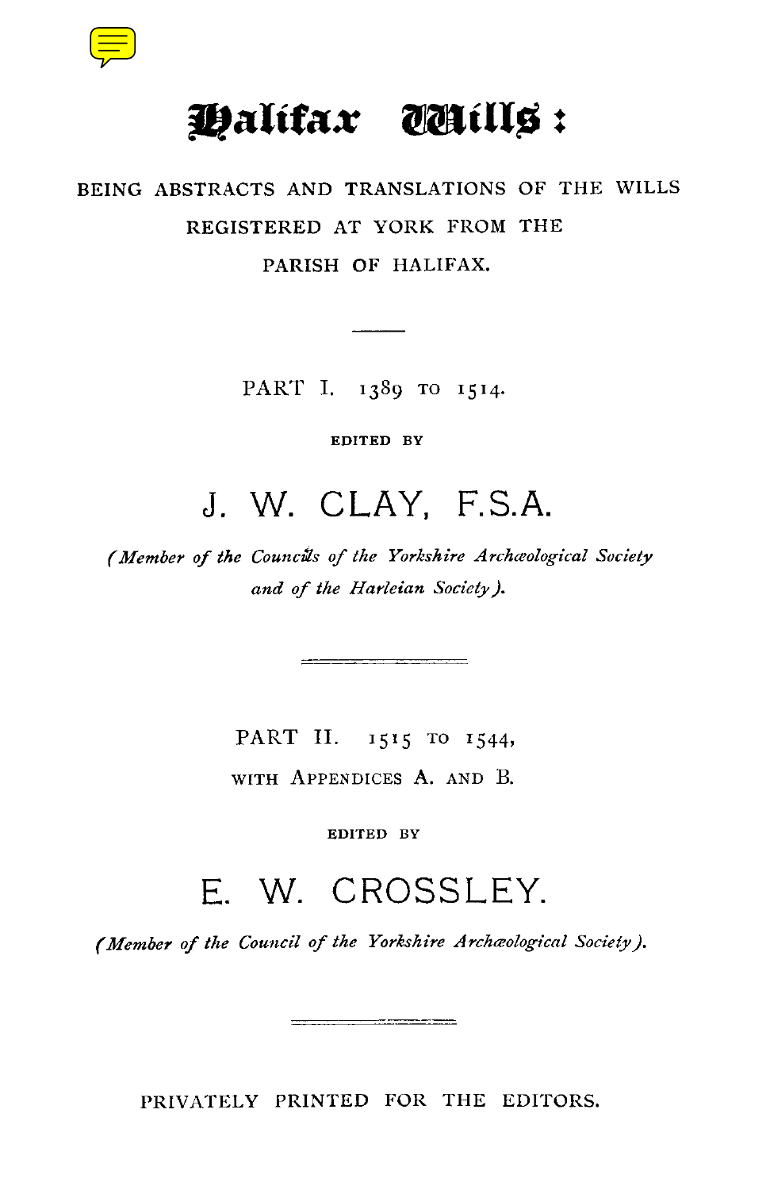# Halifax Wills:

BEING ABSTRACTS AND TRANSLATIONS OF THE WILLS REGISTERED AT YORK FROM THE PARISH OF HALIFAX.

---

PART I. 1389 TO 1514.

EDITED BY

## J. W. CLAY, F.S.A.

*(Member of the Councils of the Yorkshire Archæological Society and of the Harleian Society).*

---

PART II. 1515 TO 1544,

WITH APPENDICES A. AND B.

EDITED BY

## E. W. CROSSLEY.

*(Member of the Council of the Yorkshire Archæological Society).*

---

PRIVATELY PRINTED FOR THE EDITORS.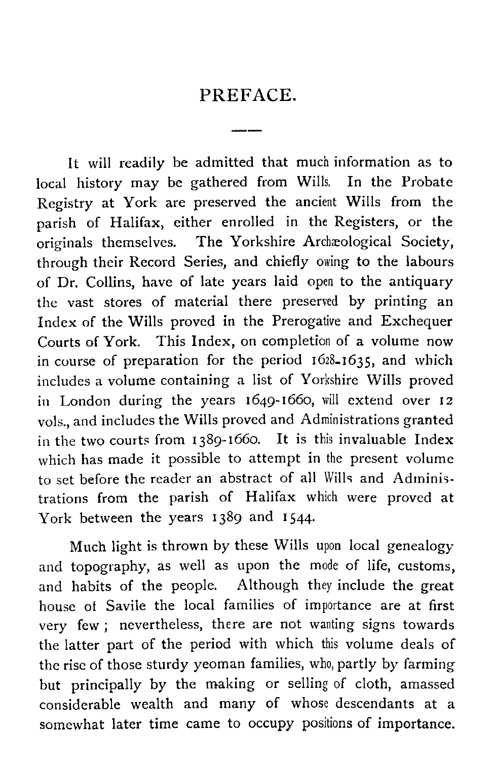# PREFACE.

It will readily be admitted that much information as to local history may be gathered from Wills. In the Probate Registry at York are preserved the ancient Wills from the parish of Halifax, either enrolled in the Registers, or the originals themselves. The Yorkshire Archæological Society, through their Record Series, and chiefly owing to the labours of Dr. Collins, have of late years laid open to the antiquary the vast stores of material there preserved by printing an Index of the Wills proved in the Prerogative and Exchequer Courts of York. This Index, on completion of a volume now in course of preparation for the period 1628-1635, and which includes a volume containing a list of Yorkshire Wills proved in London during the years 1649-1660, will extend over 12 vols., and includes the Wills proved and Administrations granted in the two courts from 1389-1660. It is this invaluable Index which has made it possible to attempt in the present volume to set before the reader an abstract of all Wills and Administrations from the parish of Halifax which were proved at York between the years 1389 and 1544.

Much light is thrown by these Wills upon local genealogy and topography, as well as upon the mode of life, customs, and habits of the people. Although they include the great house of Savile the local families of importance are at first very few; nevertheless, there are not wanting signs towards the latter part of the period with which this volume deals of the rise of those sturdy yeoman families, who, partly by farming but principally by the making or selling of cloth, amassed considerable wealth and many of whose descendants at a somewhat later time came to occupy positions of importance.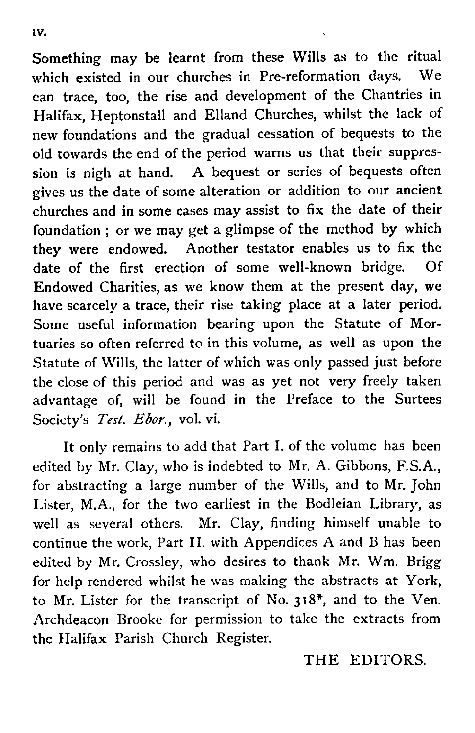Something may be learnt from these Wills as to the ritual which existed in our churches in Pre-reformation days. We can trace, too, the rise and development of the Chantries in Halifax, Heptonstall and Elland Churches, whilst the lack of new foundations and the gradual cessation of bequests to the old towards the end of the period warns us that their suppression is nigh at hand. A bequest or series of bequests often gives us the date of some alteration or addition to our ancient churches and in some cases may assist to fix the date of their foundation; or we may get a glimpse of the method by which they were endowed. Another testator enables us to fix the date of the first erection of some well-known bridge. Of Endowed Charities, as we know them at the present day, we have scarcely a trace, their rise taking place at a later period. Some useful information bearing upon the Statute of Mortuaries so often referred to in this volume, as well as upon the Statute of Wills, the latter of which was only passed just before the close of this period and was as yet not very freely taken advantage of, will be found in the Preface to the Surtees Society's *Test. Ebor.*, vol. vi.

It only remains to add that Part I. of the volume has been edited by Mr. Clay, who is indebted to Mr. A. Gibbons, F.S.A., for abstracting a large number of the Wills, and to Mr. John Lister, M.A., for the two earliest in the Bodleian Library, as well as several others. Mr. Clay, finding himself unable to continue the work, Part II. with Appendices A and B has been edited by Mr. Crossley, who desires to thank Mr. Wm. Brigg for help rendered whilst he was making the abstracts at York, to Mr. Lister for the transcript of No. 318*, and to the Ven. Archdeacon Brooke for permission to take the extracts from the Halifax Parish Church Register.

THE EDITORS.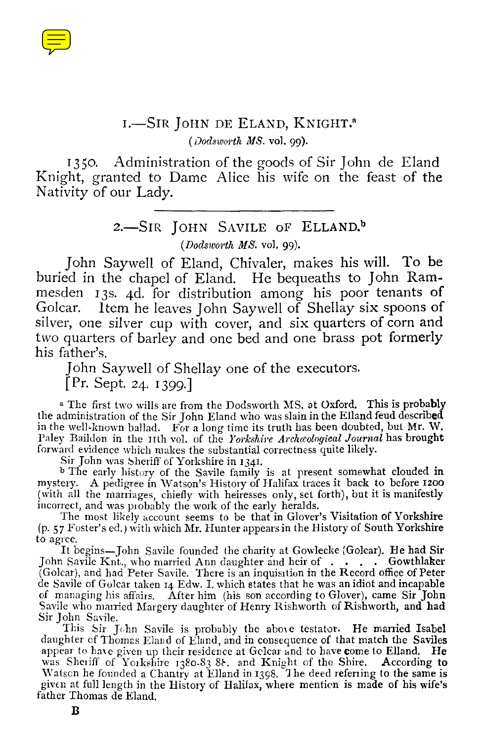## 1.—Sir John de Eland, Knight.[a]

*(Dodsworth MS. vol. 99).*

1350. Administration of the goods of Sir John de Eland Knight, granted to Dame Alice his wife on the feast of the Nativity of our Lady.

---

## 2.—Sir John Savile of Elland.[b]

*(Dodsworth MS. vol. 99).*

John Saywell of Eland, Chivaler, makes his will. To be buried in the chapel of Eland. He bequeaths to John Rammesden 13s. 4d. for distribution among his poor tenants of Golcar. Item he leaves John Saywell of Shellay six spoons of silver, one silver cup with cover, and six quarters of corn and two quarters of barley and one bed and one brass pot formerly his father's.

John Saywell of Shellay one of the executors.

[Pr. Sept. 24. 1399.]

---

[a] The first two wills are from the Dodsworth MS. at Oxford. This is probably the administration of the Sir John Eland who was slain in the Elland feud described in the well-known ballad. For a long time its truth has been doubted, but Mr. W. Paley Baildon in the 11th vol. of the *Yorkshire Archæological Journal* has brought forward evidence which makes the substantial correctness quite likely.

Sir John was Sheriff of Yorkshire in 1341.

[b] The early history of the Savile family is at present somewhat clouded in mystery. A pedigree in Watson's History of Halifax traces it back to before 1200 (with all the marriages, chiefly with heiresses only, set forth), but it is manifestly incorrect, and was probably the work of the early heralds.

The most likely account seems to be that in Glover's Visitation of Yorkshire (p. 57 Foster's ed.) with which Mr. Hunter appears in the History of South Yorkshire to agree.

It begins—John Savile founded the charity at Gowlecke (Golcar). He had Sir John Savile Knt., who married Ann daughter and heir of . . . . Gowthlaker (Golcar), and had Peter Savile. There is an inquisition in the Record office of Peter de Savile of Golcar taken 14 Edw. I. which states that he was an idiot and incapable of managing his affairs. After him (his son according to Glover), came Sir John Savile who married Margery daughter of Henry Rishworth of Rishworth, and had Sir John Savile.

This Sir John Savile is probably the above testator. He married Isabel daughter of Thomas Eland of Eland, and in consequence of that match the Saviles appear to have given up their residence at Golcar and to have come to Elland. He was Sheriff of Yorkshire 1380-83 88. and Knight of the Shire. According to Watson he founded a Chantry at Elland in 1398. The deed referring to the same is given at full length in the History of Halifax, where mention is made of his wife's father Thomas de Eland.